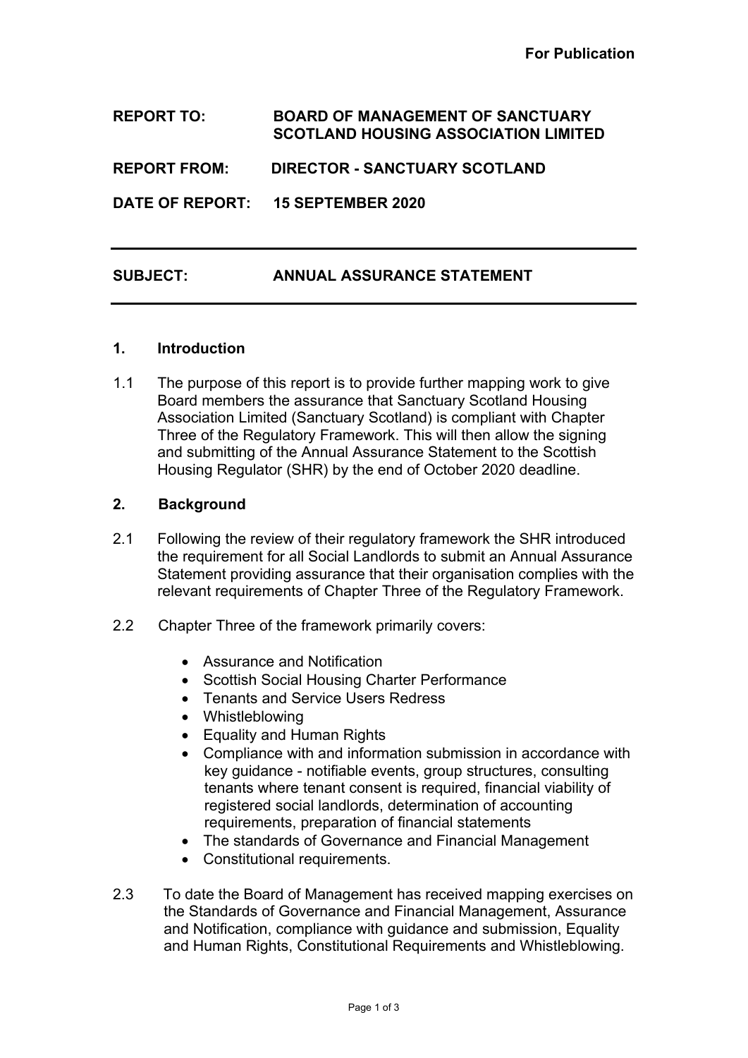**For Publication**

**REPORT TO:** **BOARD OF MANAGEMENT OF SANCTUARY SCOTLAND HOUSING ASSOCIATION LIMITED**

**REPORT FROM:** **DIRECTOR - SANCTUARY SCOTLAND**

**DATE OF REPORT:** **15 SEPTEMBER 2020**

---

**SUBJECT:** **ANNUAL ASSURANCE STATEMENT**

---

## 1. Introduction

1.1 The purpose of this report is to provide further mapping work to give Board members the assurance that Sanctuary Scotland Housing Association Limited (Sanctuary Scotland) is compliant with Chapter Three of the Regulatory Framework. This will then allow the signing and submitting of the Annual Assurance Statement to the Scottish Housing Regulator (SHR) by the end of October 2020 deadline.

## 2. Background

2.1 Following the review of their regulatory framework the SHR introduced the requirement for all Social Landlords to submit an Annual Assurance Statement providing assurance that their organisation complies with the relevant requirements of Chapter Three of the Regulatory Framework.

2.2 Chapter Three of the framework primarily covers:

- Assurance and Notification
- Scottish Social Housing Charter Performance
- Tenants and Service Users Redress
- Whistleblowing
- Equality and Human Rights
- Compliance with and information submission in accordance with key guidance - notifiable events, group structures, consulting tenants where tenant consent is required, financial viability of registered social landlords, determination of accounting requirements, preparation of financial statements
- The standards of Governance and Financial Management
- Constitutional requirements.

2.3 To date the Board of Management has received mapping exercises on the Standards of Governance and Financial Management, Assurance and Notification, compliance with guidance and submission, Equality and Human Rights, Constitutional Requirements and Whistleblowing.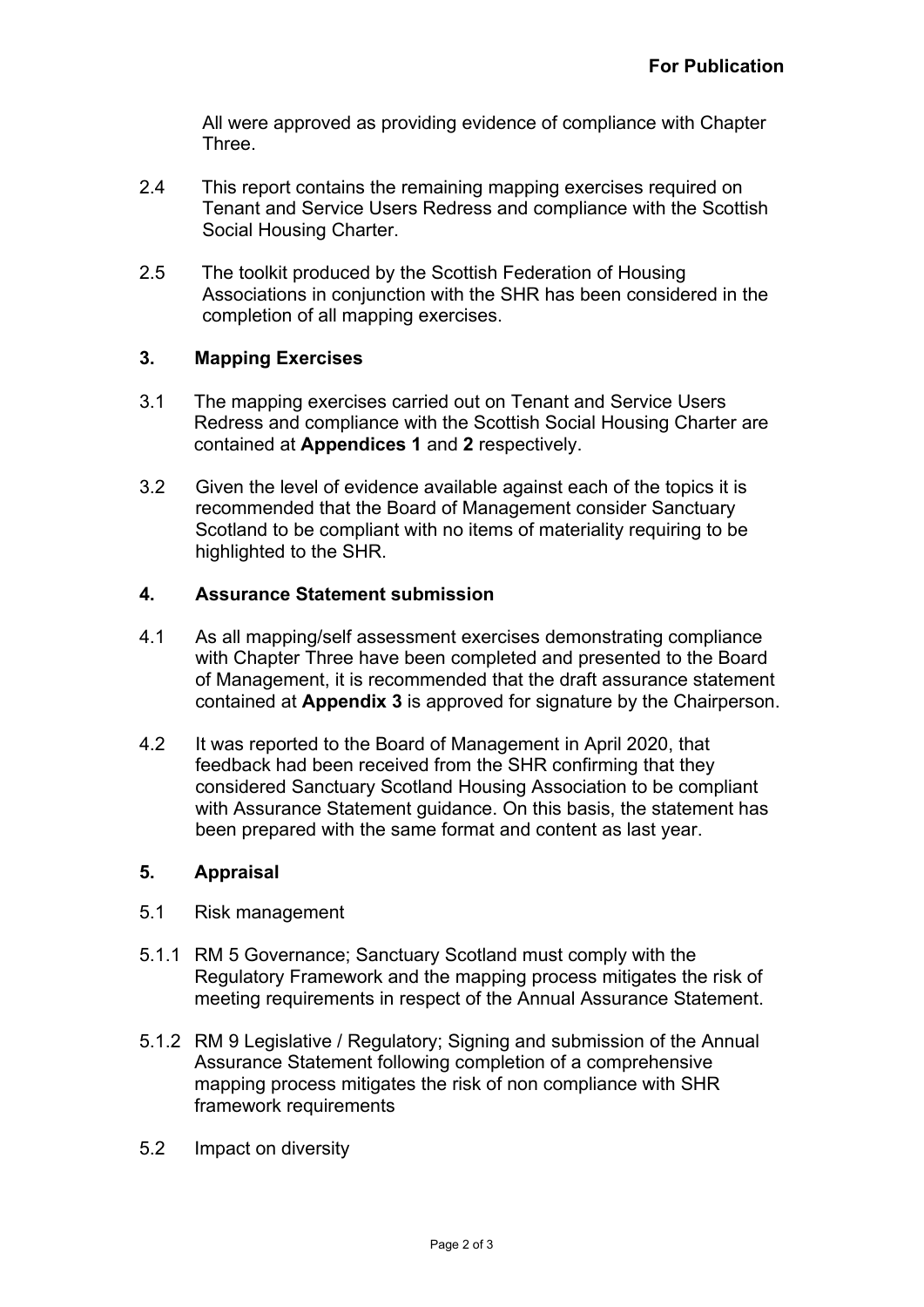**For Publication**

All were approved as providing evidence of compliance with Chapter Three.

2.4 This report contains the remaining mapping exercises required on Tenant and Service Users Redress and compliance with the Scottish Social Housing Charter.

2.5 The toolkit produced by the Scottish Federation of Housing Associations in conjunction with the SHR has been considered in the completion of all mapping exercises.

### 3. Mapping Exercises

3.1 The mapping exercises carried out on Tenant and Service Users Redress and compliance with the Scottish Social Housing Charter are contained at **Appendices 1** and **2** respectively.

3.2 Given the level of evidence available against each of the topics it is recommended that the Board of Management consider Sanctuary Scotland to be compliant with no items of materiality requiring to be highlighted to the SHR.

### 4. Assurance Statement submission

4.1 As all mapping/self assessment exercises demonstrating compliance with Chapter Three have been completed and presented to the Board of Management, it is recommended that the draft assurance statement contained at **Appendix 3** is approved for signature by the Chairperson.

4.2 It was reported to the Board of Management in April 2020, that feedback had been received from the SHR confirming that they considered Sanctuary Scotland Housing Association to be compliant with Assurance Statement guidance. On this basis, the statement has been prepared with the same format and content as last year.

### 5. Appraisal

5.1 Risk management

5.1.1 RM 5 Governance; Sanctuary Scotland must comply with the Regulatory Framework and the mapping process mitigates the risk of meeting requirements in respect of the Annual Assurance Statement.

5.1.2 RM 9 Legislative / Regulatory; Signing and submission of the Annual Assurance Statement following completion of a comprehensive mapping process mitigates the risk of non compliance with SHR framework requirements

5.2 Impact on diversity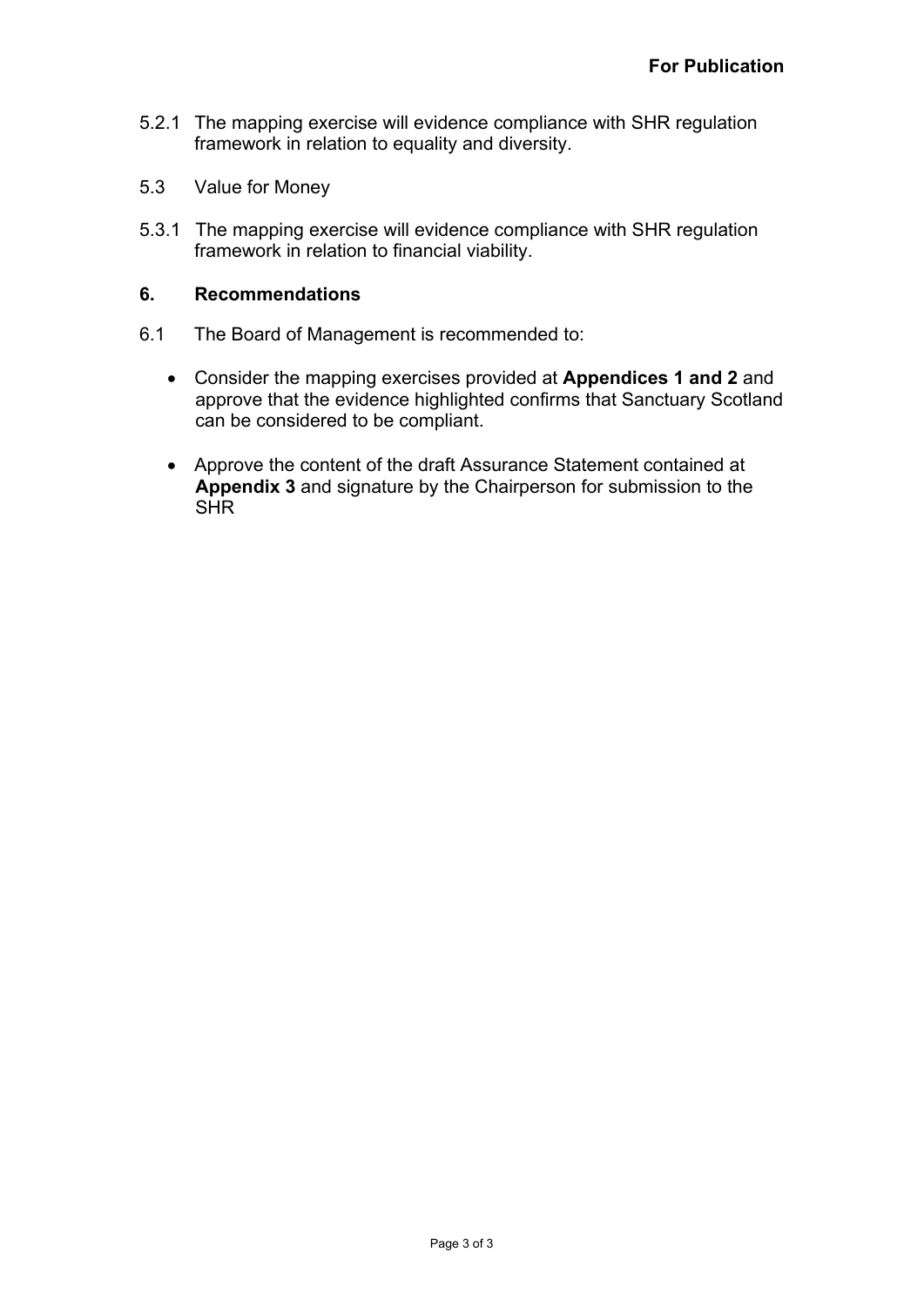**For Publication**

5.2.1 The mapping exercise will evidence compliance with SHR regulation framework in relation to equality and diversity.

5.3 Value for Money

5.3.1 The mapping exercise will evidence compliance with SHR regulation framework in relation to financial viability.

## 6. Recommendations

6.1 The Board of Management is recommended to:

- Consider the mapping exercises provided at **Appendices 1 and 2** and approve that the evidence highlighted confirms that Sanctuary Scotland can be considered to be compliant.

- Approve the content of the draft Assurance Statement contained at **Appendix 3** and signature by the Chairperson for submission to the SHR